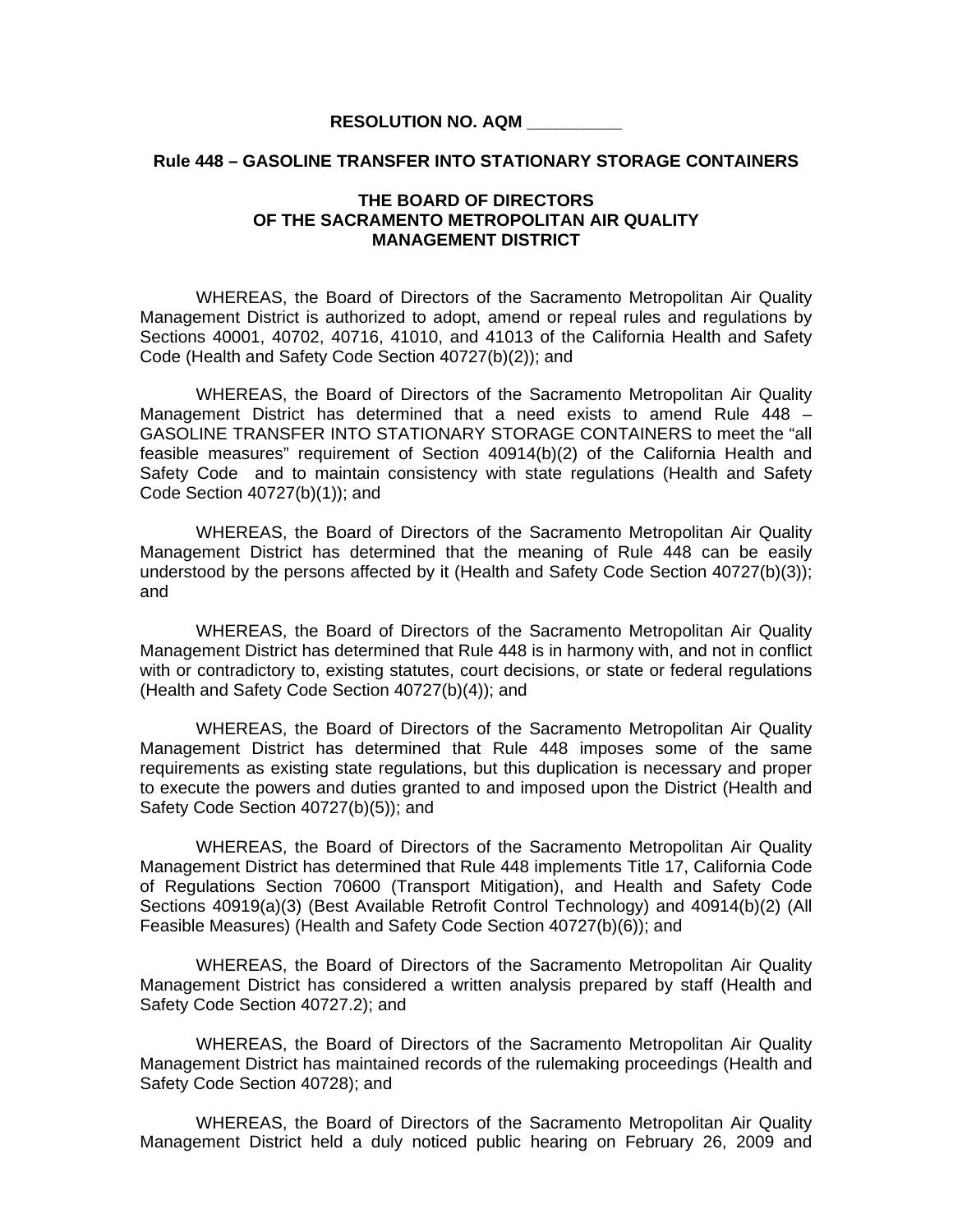**RESOLUTION NO. AQM __________**

**Rule 448 – GASOLINE TRANSFER INTO STATIONARY STORAGE CONTAINERS**

**THE BOARD OF DIRECTORS**
**OF THE SACRAMENTO METROPOLITAN AIR QUALITY**
**MANAGEMENT DISTRICT**

WHEREAS, the Board of Directors of the Sacramento Metropolitan Air Quality Management District is authorized to adopt, amend or repeal rules and regulations by Sections 40001, 40702, 40716, 41010, and 41013 of the California Health and Safety Code (Health and Safety Code Section 40727(b)(2)); and

WHEREAS, the Board of Directors of the Sacramento Metropolitan Air Quality Management District has determined that a need exists to amend Rule 448 – GASOLINE TRANSFER INTO STATIONARY STORAGE CONTAINERS to meet the "all feasible measures" requirement of Section 40914(b)(2) of the California Health and Safety Code and to maintain consistency with state regulations (Health and Safety Code Section 40727(b)(1)); and

WHEREAS, the Board of Directors of the Sacramento Metropolitan Air Quality Management District has determined that the meaning of Rule 448 can be easily understood by the persons affected by it (Health and Safety Code Section 40727(b)(3)); and

WHEREAS, the Board of Directors of the Sacramento Metropolitan Air Quality Management District has determined that Rule 448 is in harmony with, and not in conflict with or contradictory to, existing statutes, court decisions, or state or federal regulations (Health and Safety Code Section 40727(b)(4)); and

WHEREAS, the Board of Directors of the Sacramento Metropolitan Air Quality Management District has determined that Rule 448 imposes some of the same requirements as existing state regulations, but this duplication is necessary and proper to execute the powers and duties granted to and imposed upon the District (Health and Safety Code Section 40727(b)(5)); and

WHEREAS, the Board of Directors of the Sacramento Metropolitan Air Quality Management District has determined that Rule 448 implements Title 17, California Code of Regulations Section 70600 (Transport Mitigation), and Health and Safety Code Sections 40919(a)(3) (Best Available Retrofit Control Technology) and 40914(b)(2) (All Feasible Measures) (Health and Safety Code Section 40727(b)(6)); and

WHEREAS, the Board of Directors of the Sacramento Metropolitan Air Quality Management District has considered a written analysis prepared by staff (Health and Safety Code Section 40727.2); and

WHEREAS, the Board of Directors of the Sacramento Metropolitan Air Quality Management District has maintained records of the rulemaking proceedings (Health and Safety Code Section 40728); and

WHEREAS, the Board of Directors of the Sacramento Metropolitan Air Quality Management District held a duly noticed public hearing on February 26, 2009 and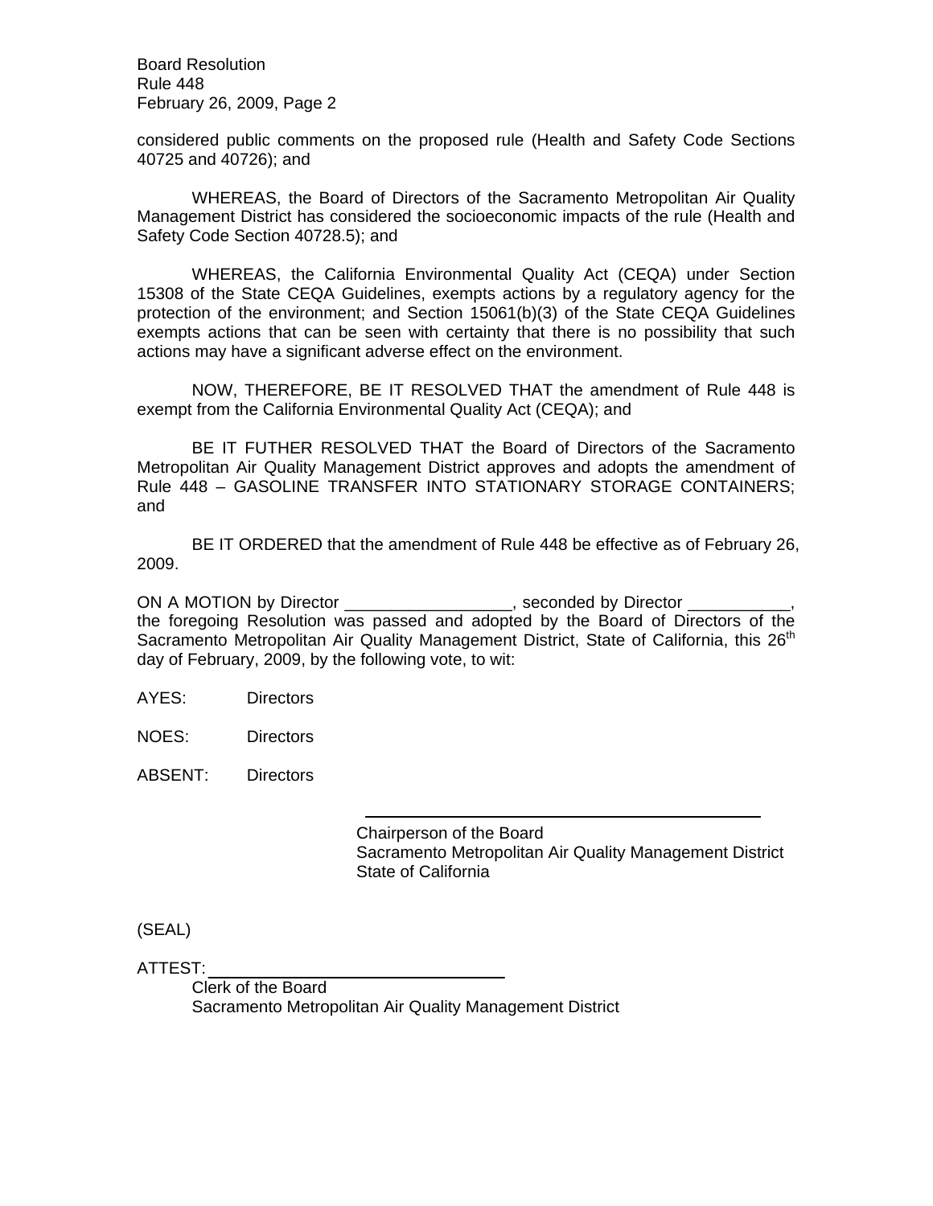considered public comments on the proposed rule (Health and Safety Code Sections 40725 and 40726); and

WHEREAS, the Board of Directors of the Sacramento Metropolitan Air Quality Management District has considered the socioeconomic impacts of the rule (Health and Safety Code Section 40728.5); and

WHEREAS, the California Environmental Quality Act (CEQA) under Section 15308 of the State CEQA Guidelines, exempts actions by a regulatory agency for the protection of the environment; and Section 15061(b)(3) of the State CEQA Guidelines exempts actions that can be seen with certainty that there is no possibility that such actions may have a significant adverse effect on the environment.

NOW, THEREFORE, BE IT RESOLVED THAT the amendment of Rule 448 is exempt from the California Environmental Quality Act (CEQA); and

BE IT FUTHER RESOLVED THAT the Board of Directors of the Sacramento Metropolitan Air Quality Management District approves and adopts the amendment of Rule 448 – GASOLINE TRANSFER INTO STATIONARY STORAGE CONTAINERS; and

BE IT ORDERED that the amendment of Rule 448 be effective as of February 26, 2009.

ON A MOTION by Director __________________, seconded by Director ___________, the foregoing Resolution was passed and adopted by the Board of Directors of the Sacramento Metropolitan Air Quality Management District, State of California, this 26th day of February, 2009, by the following vote, to wit:

AYES: Directors

NOES: Directors

ABSENT: Directors

\_\_\_\_\_\_\_\_\_\_\_\_\_\_\_\_\_\_\_\_\_\_\_\_\_\_\_\_\_\_\_\_\_\_\_\_\_\_\_\_
Chairperson of the Board
Sacramento Metropolitan Air Quality Management District
State of California

(SEAL)

ATTEST: \_\_\_\_\_\_\_\_\_\_\_\_\_\_\_\_\_\_\_\_\_\_\_\_\_\_\_\_\_\_
Clerk of the Board
Sacramento Metropolitan Air Quality Management District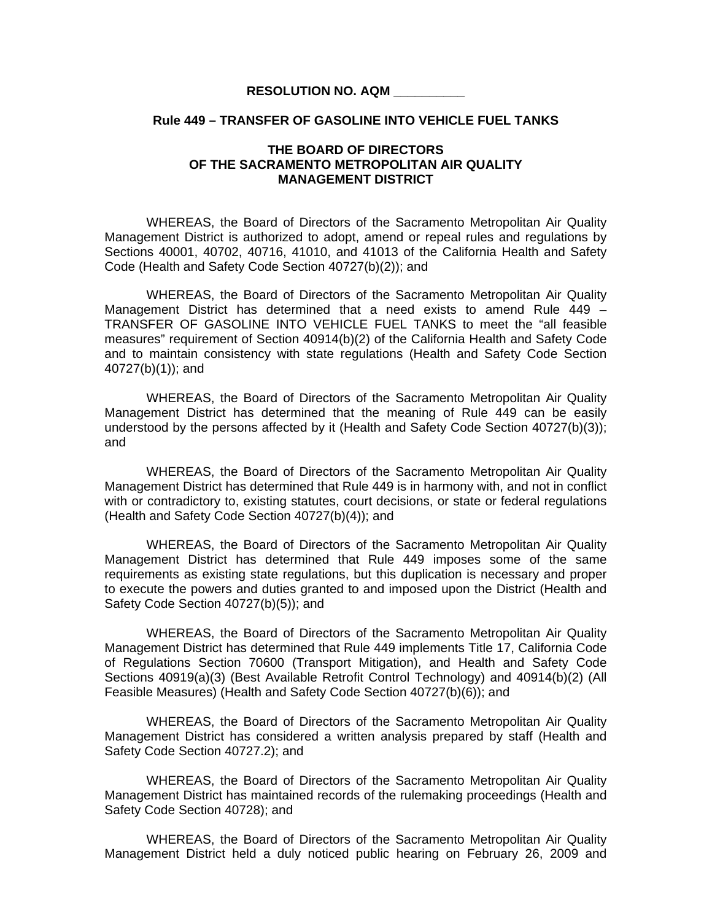**RESOLUTION NO. AQM __________**

**Rule 449 – TRANSFER OF GASOLINE INTO VEHICLE FUEL TANKS**

**THE BOARD OF DIRECTORS
OF THE SACRAMENTO METROPOLITAN AIR QUALITY
MANAGEMENT DISTRICT**

WHEREAS, the Board of Directors of the Sacramento Metropolitan Air Quality Management District is authorized to adopt, amend or repeal rules and regulations by Sections 40001, 40702, 40716, 41010, and 41013 of the California Health and Safety Code (Health and Safety Code Section 40727(b)(2)); and

WHEREAS, the Board of Directors of the Sacramento Metropolitan Air Quality Management District has determined that a need exists to amend Rule 449 – TRANSFER OF GASOLINE INTO VEHICLE FUEL TANKS to meet the "all feasible measures" requirement of Section 40914(b)(2) of the California Health and Safety Code and to maintain consistency with state regulations (Health and Safety Code Section 40727(b)(1)); and

WHEREAS, the Board of Directors of the Sacramento Metropolitan Air Quality Management District has determined that the meaning of Rule 449 can be easily understood by the persons affected by it (Health and Safety Code Section 40727(b)(3)); and

WHEREAS, the Board of Directors of the Sacramento Metropolitan Air Quality Management District has determined that Rule 449 is in harmony with, and not in conflict with or contradictory to, existing statutes, court decisions, or state or federal regulations (Health and Safety Code Section 40727(b)(4)); and

WHEREAS, the Board of Directors of the Sacramento Metropolitan Air Quality Management District has determined that Rule 449 imposes some of the same requirements as existing state regulations, but this duplication is necessary and proper to execute the powers and duties granted to and imposed upon the District (Health and Safety Code Section 40727(b)(5)); and

WHEREAS, the Board of Directors of the Sacramento Metropolitan Air Quality Management District has determined that Rule 449 implements Title 17, California Code of Regulations Section 70600 (Transport Mitigation), and Health and Safety Code Sections 40919(a)(3) (Best Available Retrofit Control Technology) and 40914(b)(2) (All Feasible Measures) (Health and Safety Code Section 40727(b)(6)); and

WHEREAS, the Board of Directors of the Sacramento Metropolitan Air Quality Management District has considered a written analysis prepared by staff (Health and Safety Code Section 40727.2); and

WHEREAS, the Board of Directors of the Sacramento Metropolitan Air Quality Management District has maintained records of the rulemaking proceedings (Health and Safety Code Section 40728); and

WHEREAS, the Board of Directors of the Sacramento Metropolitan Air Quality Management District held a duly noticed public hearing on February 26, 2009 and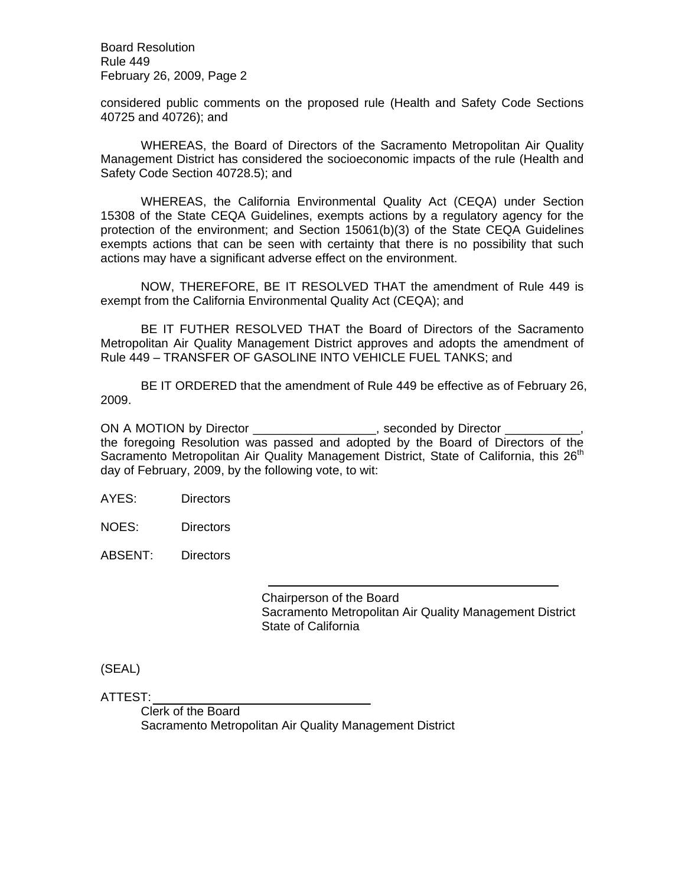considered public comments on the proposed rule (Health and Safety Code Sections 40725 and 40726); and

WHEREAS, the Board of Directors of the Sacramento Metropolitan Air Quality Management District has considered the socioeconomic impacts of the rule (Health and Safety Code Section 40728.5); and

WHEREAS, the California Environmental Quality Act (CEQA) under Section 15308 of the State CEQA Guidelines, exempts actions by a regulatory agency for the protection of the environment; and Section 15061(b)(3) of the State CEQA Guidelines exempts actions that can be seen with certainty that there is no possibility that such actions may have a significant adverse effect on the environment.

NOW, THEREFORE, BE IT RESOLVED THAT the amendment of Rule 449 is exempt from the California Environmental Quality Act (CEQA); and

BE IT FUTHER RESOLVED THAT the Board of Directors of the Sacramento Metropolitan Air Quality Management District approves and adopts the amendment of Rule 449 – TRANSFER OF GASOLINE INTO VEHICLE FUEL TANKS; and

BE IT ORDERED that the amendment of Rule 449 be effective as of February 26, 2009.

ON A MOTION by Director __________________, seconded by Director ___________, the foregoing Resolution was passed and adopted by the Board of Directors of the Sacramento Metropolitan Air Quality Management District, State of California, this 26th day of February, 2009, by the following vote, to wit:

AYES: Directors

NOES: Directors

ABSENT: Directors

______________________________________________

Chairperson of the Board
Sacramento Metropolitan Air Quality Management District
State of California

(SEAL)

ATTEST: ________________________________

Clerk of the Board
Sacramento Metropolitan Air Quality Management District